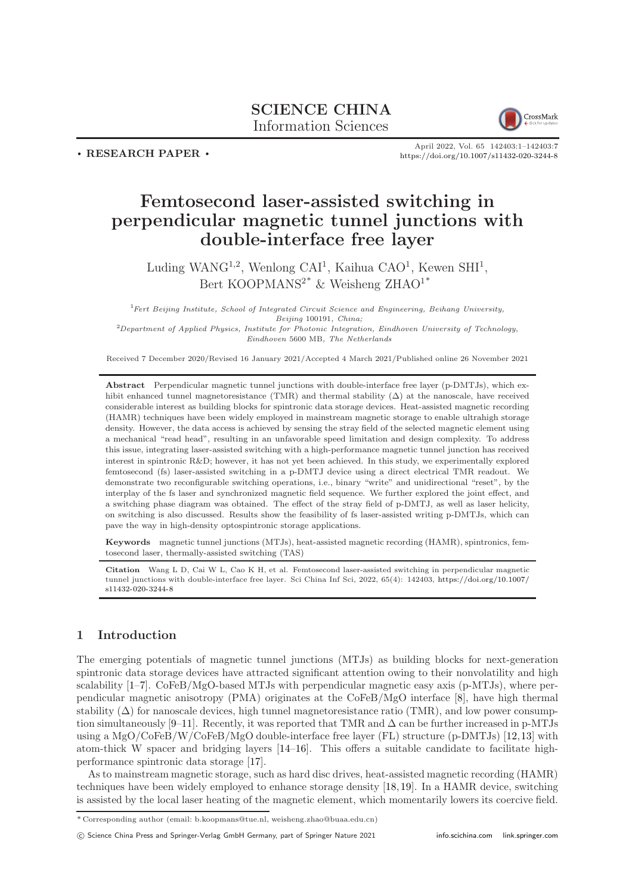SCIENCE CHINA
Information Sciences

• RESEARCH PAPER •

April 2022, Vol. 65 142403:1–142403:7
https://doi.org/10.1007/s11432-020-3244-8

# Femtosecond laser-assisted switching in perpendicular magnetic tunnel junctions with double-interface free layer

Luding WANG[1,2], Wenlong CAI[1], Kaihua CAO[1], Kewen SHI[1], Bert KOOPMANS[2*] & Weisheng ZHAO[1*]

[1] *Fert Beijing Institute, School of Integrated Circuit Science and Engineering, Beihang University, Beijing* 100191*, China;*
[2] *Department of Applied Physics, Institute for Photonic Integration, Eindhoven University of Technology, Eindhoven* 5600 MB*, The Netherlands*

Received 7 December 2020/Revised 16 January 2021/Accepted 4 March 2021/Published online 26 November 2021

**Abstract** Perpendicular magnetic tunnel junctions with double-interface free layer (p-DMTJs), which exhibit enhanced tunnel magnetoresistance (TMR) and thermal stability ($\Delta$) at the nanoscale, have received considerable interest as building blocks for spintronic data storage devices. Heat-assisted magnetic recording (HAMR) techniques have been widely employed in mainstream magnetic storage to enable ultrahigh storage density. However, the data access is achieved by sensing the stray field of the selected magnetic element using a mechanical "read head", resulting in an unfavorable speed limitation and design complexity. To address this issue, integrating laser-assisted switching with a high-performance magnetic tunnel junction has received interest in spintronic R&D; however, it has not yet been achieved. In this study, we experimentally explored femtosecond (fs) laser-assisted switching in a p-DMTJ device using a direct electrical TMR readout. We demonstrate two reconfigurable switching operations, i.e., binary "write" and unidirectional "reset", by the interplay of the fs laser and synchronized magnetic field sequence. We further explored the joint effect, and a switching phase diagram was obtained. The effect of the stray field of p-DMTJ, as well as laser helicity, on switching is also discussed. Results show the feasibility of fs laser-assisted writing p-DMTJs, which can pave the way in high-density optospintronic storage applications.

**Keywords** magnetic tunnel junctions (MTJs), heat-assisted magnetic recording (HAMR), spintronics, femtosecond laser, thermally-assisted switching (TAS)

**Citation** Wang L D, Cai W L, Cao K H, et al. Femtosecond laser-assisted switching in perpendicular magnetic tunnel junctions with double-interface free layer. Sci China Inf Sci, 2022, 65(4): 142403, https://doi.org/10.1007/s11432-020-3244-8

## 1 Introduction

The emerging potentials of magnetic tunnel junctions (MTJs) as building blocks for next-generation spintronic data storage devices have attracted significant attention owing to their nonvolatility and high scalability [1–7]. CoFeB/MgO-based MTJs with perpendicular magnetic easy axis (p-MTJs), where perpendicular magnetic anisotropy (PMA) originates at the CoFeB/MgO interface [8], have high thermal stability ($\Delta$) for nanoscale devices, high tunnel magnetoresistance ratio (TMR), and low power consumption simultaneously [9–11]. Recently, it was reported that TMR and $\Delta$ can be further increased in p-MTJs using a MgO/CoFeB/W/CoFeB/MgO double-interface free layer (FL) structure (p-DMTJs) [12,13] with atom-thick W spacer and bridging layers [14–16]. This offers a suitable candidate to facilitate high-performance spintronic data storage [17].

As to mainstream magnetic storage, such as hard disc drives, heat-assisted magnetic recording (HAMR) techniques have been widely employed to enhance storage density [18,19]. In a HAMR device, switching is assisted by the local laser heating of the magnetic element, which momentarily lowers its coercive field.

* Corresponding author (email: b.koopmans@tue.nl, weisheng.zhao@buaa.edu.cn)

© Science China Press and Springer-Verlag GmbH Germany, part of Springer Nature 2021 info.scichina.com link.springer.com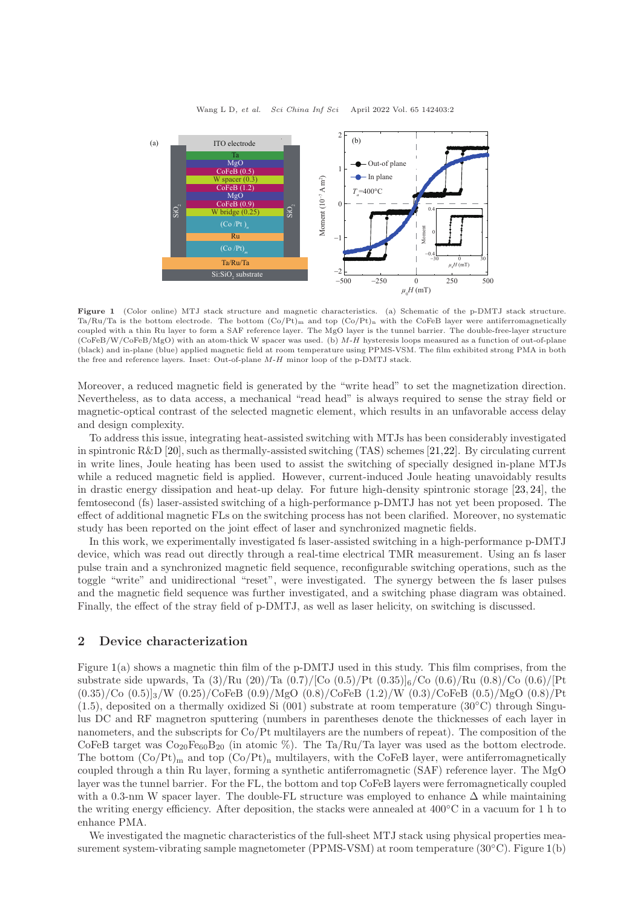**Figure 1** (Color online) MTJ stack structure and magnetic characteristics. (a) Schematic of the p-DMTJ stack structure. Ta/Ru/Ta is the bottom electrode. The bottom $(Co/Pt)_m$ and top $(Co/Pt)_n$ with the CoFeB layer were antiferromagnetically coupled with a thin Ru layer to form a SAF reference layer. The MgO layer is the tunnel barrier. The double-free-layer structure (CoFeB/W/CoFeB/MgO) with an atom-thick W spacer was used. (b) $M$-$H$ hysteresis loops measured as a function of out-of-plane (black) and in-plane (blue) applied magnetic field at room temperature using PPMS-VSM. The film exhibited strong PMA in both the free and reference layers. Inset: Out-of-plane $M$-$H$ minor loop of the p-DMTJ stack.

Moreover, a reduced magnetic field is generated by the "write head" to set the magnetization direction. Nevertheless, as to data access, a mechanical "read head" is always required to sense the stray field or magnetic-optical contrast of the selected magnetic element, which results in an unfavorable access delay and design complexity.

To address this issue, integrating heat-assisted switching with MTJs has been considerably investigated in spintronic R&D [20], such as thermally-assisted switching (TAS) schemes [21,22]. By circulating current in write lines, Joule heating has been used to assist the switching of specially designed in-plane MTJs while a reduced magnetic field is applied. However, current-induced Joule heating unavoidably results in drastic energy dissipation and heat-up delay. For future high-density spintronic storage [23, 24], the femtosecond (fs) laser-assisted switching of a high-performance p-DMTJ has not yet been proposed. The effect of additional magnetic FLs on the switching process has not been clarified. Moreover, no systematic study has been reported on the joint effect of laser and synchronized magnetic fields.

In this work, we experimentally investigated fs laser-assisted switching in a high-performance p-DMTJ device, which was read out directly through a real-time electrical TMR measurement. Using an fs laser pulse train and a synchronized magnetic field sequence, reconfigurable switching operations, such as the toggle "write" and unidirectional "reset", were investigated. The synergy between the fs laser pulses and the magnetic field sequence was further investigated, and a switching phase diagram was obtained. Finally, the effect of the stray field of p-DMTJ, as well as laser helicity, on switching is discussed.

## 2 Device characterization

Figure 1(a) shows a magnetic thin film of the p-DMTJ used in this study. This film comprises, from the substrate side upwards, Ta (3)/Ru (20)/Ta (0.7)/[Co (0.5)/Pt (0.35)]$_6$/Co (0.6)/Ru (0.8)/Co (0.6)/[Pt (0.35)/Co (0.5)]$_3$/W (0.25)/CoFeB (0.9)/MgO (0.8)/CoFeB (1.2)/W (0.3)/CoFeB (0.5)/MgO (0.8)/Pt (1.5), deposited on a thermally oxidized Si (001) substrate at room temperature (30°C) through Singulus DC and RF magnetron sputtering (numbers in parentheses denote the thicknesses of each layer in nanometers, and the subscripts for Co/Pt multilayers are the numbers of repeat). The composition of the CoFeB target was $Co_{20}Fe_{60}B_{20}$ (in atomic %). The Ta/Ru/Ta layer was used as the bottom electrode. The bottom $(Co/Pt)_m$ and top $(Co/Pt)_n$ multilayers, with the CoFeB layer, were antiferromagnetically coupled through a thin Ru layer, forming a synthetic antiferromagnetic (SAF) reference layer. The MgO layer was the tunnel barrier. For the FL, the bottom and top CoFeB layers were ferromagnetically coupled with a 0.3-nm W spacer layer. The double-FL structure was employed to enhance $\Delta$ while maintaining the writing energy efficiency. After deposition, the stacks were annealed at 400°C in a vacuum for 1 h to enhance PMA.

We investigated the magnetic characteristics of the full-sheet MTJ stack using physical properties measurement system-vibrating sample magnetometer (PPMS-VSM) at room temperature (30°C). Figure 1(b)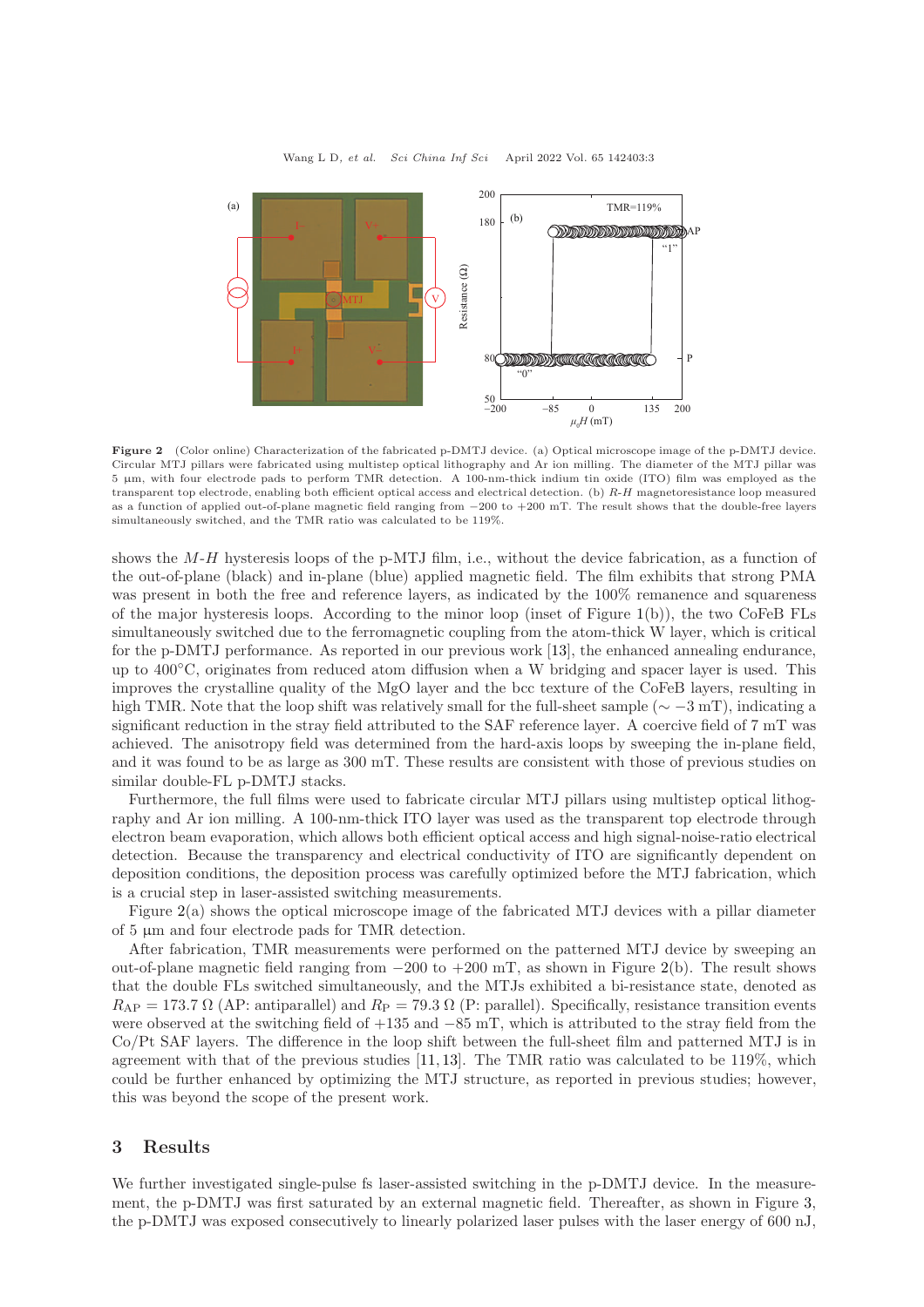**Figure 2** (Color online) Characterization of the fabricated p-DMTJ device. (a) Optical microscope image of the p-DMTJ device. Circular MTJ pillars were fabricated using multistep optical lithography and Ar ion milling. The diameter of the MTJ pillar was 5 μm, with four electrode pads to perform TMR detection. A 100-nm-thick indium tin oxide (ITO) film was employed as the transparent top electrode, enabling both efficient optical access and electrical detection. (b) *R*-*H* magnetoresistance loop measured as a function of applied out-of-plane magnetic field ranging from −200 to +200 mT. The result shows that the double-free layers simultaneously switched, and the TMR ratio was calculated to be 119%.

shows the *M*-*H* hysteresis loops of the p-MTJ film, i.e., without the device fabrication, as a function of the out-of-plane (black) and in-plane (blue) applied magnetic field. The film exhibits that strong PMA was present in both the free and reference layers, as indicated by the 100% remanence and squareness of the major hysteresis loops. According to the minor loop (inset of Figure 1(b)), the two CoFeB FLs simultaneously switched due to the ferromagnetic coupling from the atom-thick W layer, which is critical for the p-DMTJ performance. As reported in our previous work [13], the enhanced annealing endurance, up to 400°C, originates from reduced atom diffusion when a W bridging and spacer layer is used. This improves the crystalline quality of the MgO layer and the bcc texture of the CoFeB layers, resulting in high TMR. Note that the loop shift was relatively small for the full-sheet sample (∼ −3 mT), indicating a significant reduction in the stray field attributed to the SAF reference layer. A coercive field of 7 mT was achieved. The anisotropy field was determined from the hard-axis loops by sweeping the in-plane field, and it was found to be as large as 300 mT. These results are consistent with those of previous studies on similar double-FL p-DMTJ stacks.

Furthermore, the full films were used to fabricate circular MTJ pillars using multistep optical lithography and Ar ion milling. A 100-nm-thick ITO layer was used as the transparent top electrode through electron beam evaporation, which allows both efficient optical access and high signal-noise-ratio electrical detection. Because the transparency and electrical conductivity of ITO are significantly dependent on deposition conditions, the deposition process was carefully optimized before the MTJ fabrication, which is a crucial step in laser-assisted switching measurements.

Figure 2(a) shows the optical microscope image of the fabricated MTJ devices with a pillar diameter of 5 μm and four electrode pads for TMR detection.

After fabrication, TMR measurements were performed on the patterned MTJ device by sweeping an out-of-plane magnetic field ranging from −200 to +200 mT, as shown in Figure 2(b). The result shows that the double FLs switched simultaneously, and the MTJs exhibited a bi-resistance state, denoted as $R_{AP} = 173.7\ \Omega$ (AP: antiparallel) and $R_P = 79.3\ \Omega$ (P: parallel). Specifically, resistance transition events were observed at the switching field of +135 and −85 mT, which is attributed to the stray field from the Co/Pt SAF layers. The difference in the loop shift between the full-sheet film and patterned MTJ is in agreement with that of the previous studies [11, 13]. The TMR ratio was calculated to be 119%, which could be further enhanced by optimizing the MTJ structure, as reported in previous studies; however, this was beyond the scope of the present work.

## 3 Results

We further investigated single-pulse fs laser-assisted switching in the p-DMTJ device. In the measurement, the p-DMTJ was first saturated by an external magnetic field. Thereafter, as shown in Figure 3, the p-DMTJ was exposed consecutively to linearly polarized laser pulses with the laser energy of 600 nJ,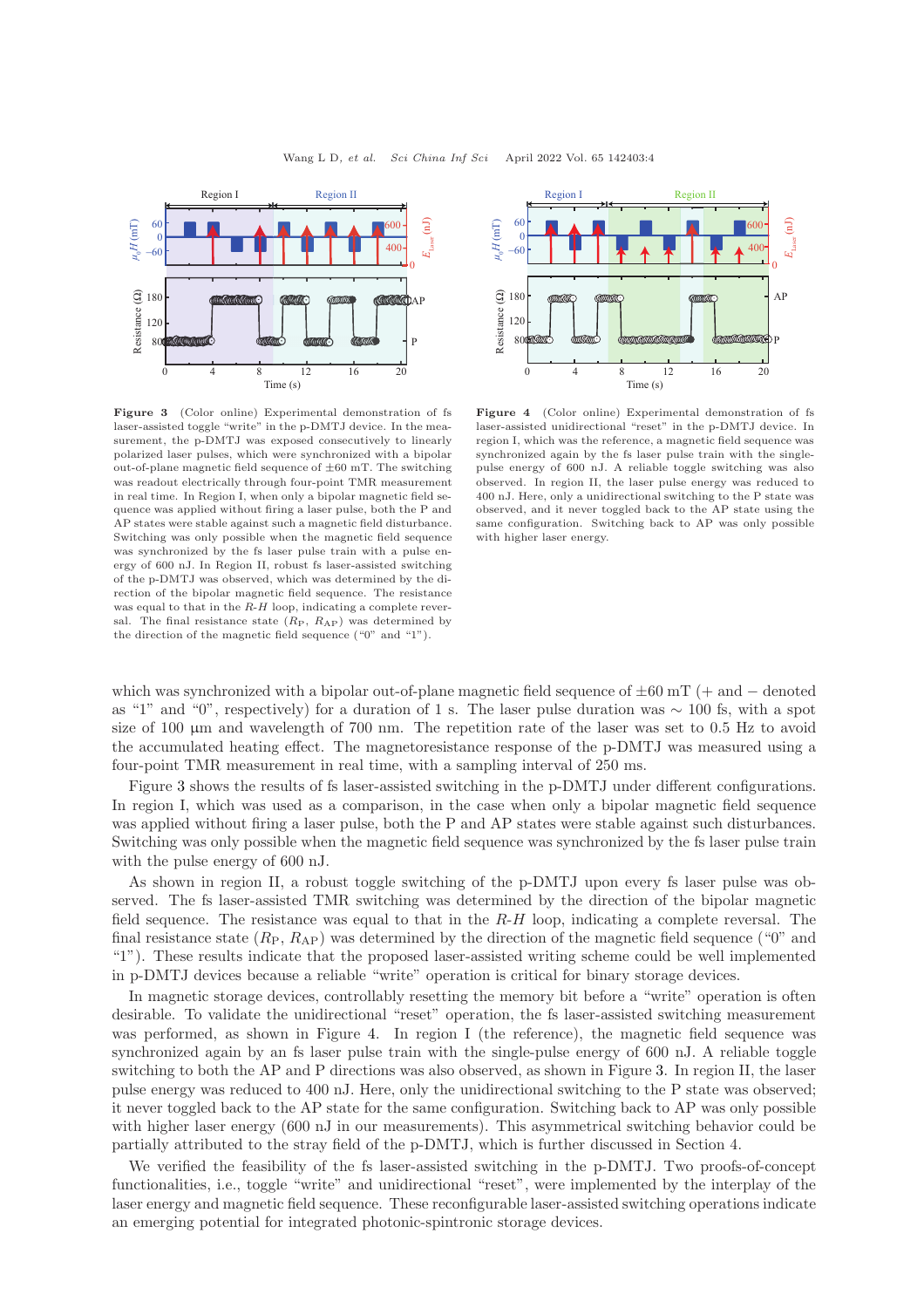Figure 3 (Color online) Experimental demonstration of fs laser-assisted toggle "write" in the p-DMTJ device. In the measurement, the p-DMTJ was exposed consecutively to linearly polarized laser pulses, which were synchronized with a bipolar out-of-plane magnetic field sequence of ±60 mT. The switching was readout electrically through four-point TMR measurement in real time. In Region I, when only a bipolar magnetic field sequence was applied without firing a laser pulse, both the P and AP states were stable against such a magnetic field disturbance. Switching was only possible when the magnetic field sequence was synchronized by the fs laser pulse train with a pulse energy of 600 nJ. In Region II, robust fs laser-assisted switching of the p-DMTJ was observed, which was determined by the direction of the bipolar magnetic field sequence. The resistance was equal to that in the *R*-*H* loop, indicating a complete reversal. The final resistance state ($R_{\rm P}$, $R_{\rm AP}$) was determined by the direction of the magnetic field sequence ("0" and "1").

Figure 4 (Color online) Experimental demonstration of fs laser-assisted unidirectional "reset" in the p-DMTJ device. In region I, which was the reference, a magnetic field sequence was synchronized again by the fs laser pulse train with the single-pulse energy of 600 nJ. A reliable toggle switching was also observed. In region II, the laser pulse energy was reduced to 400 nJ. Here, only a unidirectional switching to the P state was observed, and it never toggled back to the AP state using the same configuration. Switching back to AP was only possible with higher laser energy.

which was synchronized with a bipolar out-of-plane magnetic field sequence of ±60 mT (+ and − denoted as "1" and "0", respectively) for a duration of 1 s. The laser pulse duration was ∼ 100 fs, with a spot size of 100 µm and wavelength of 700 nm. The repetition rate of the laser was set to 0.5 Hz to avoid the accumulated heating effect. The magnetoresistance response of the p-DMTJ was measured using a four-point TMR measurement in real time, with a sampling interval of 250 ms.

Figure 3 shows the results of fs laser-assisted switching in the p-DMTJ under different configurations. In region I, which was used as a comparison, in the case when only a bipolar magnetic field sequence was applied without firing a laser pulse, both the P and AP states were stable against such disturbances. Switching was only possible when the magnetic field sequence was synchronized by the fs laser pulse train with the pulse energy of 600 nJ.

As shown in region II, a robust toggle switching of the p-DMTJ upon every fs laser pulse was observed. The fs laser-assisted TMR switching was determined by the direction of the bipolar magnetic field sequence. The resistance was equal to that in the *R*-*H* loop, indicating a complete reversal. The final resistance state ($R_{\rm P}$, $R_{\rm AP}$) was determined by the direction of the magnetic field sequence ("0" and "1"). These results indicate that the proposed laser-assisted writing scheme could be well implemented in p-DMTJ devices because a reliable "write" operation is critical for binary storage devices.

In magnetic storage devices, controllably resetting the memory bit before a "write" operation is often desirable. To validate the unidirectional "reset" operation, the fs laser-assisted switching measurement was performed, as shown in Figure 4. In region I (the reference), the magnetic field sequence was synchronized again by an fs laser pulse train with the single-pulse energy of 600 nJ. A reliable toggle switching to both the AP and P directions was also observed, as shown in Figure 3. In region II, the laser pulse energy was reduced to 400 nJ. Here, only the unidirectional switching to the P state was observed; it never toggled back to the AP state for the same configuration. Switching back to AP was only possible with higher laser energy (600 nJ in our measurements). This asymmetrical switching behavior could be partially attributed to the stray field of the p-DMTJ, which is further discussed in Section 4.

We verified the feasibility of the fs laser-assisted switching in the p-DMTJ. Two proofs-of-concept functionalities, i.e., toggle "write" and unidirectional "reset", were implemented by the interplay of the laser energy and magnetic field sequence. These reconfigurable laser-assisted switching operations indicate an emerging potential for integrated photonic-spintronic storage devices.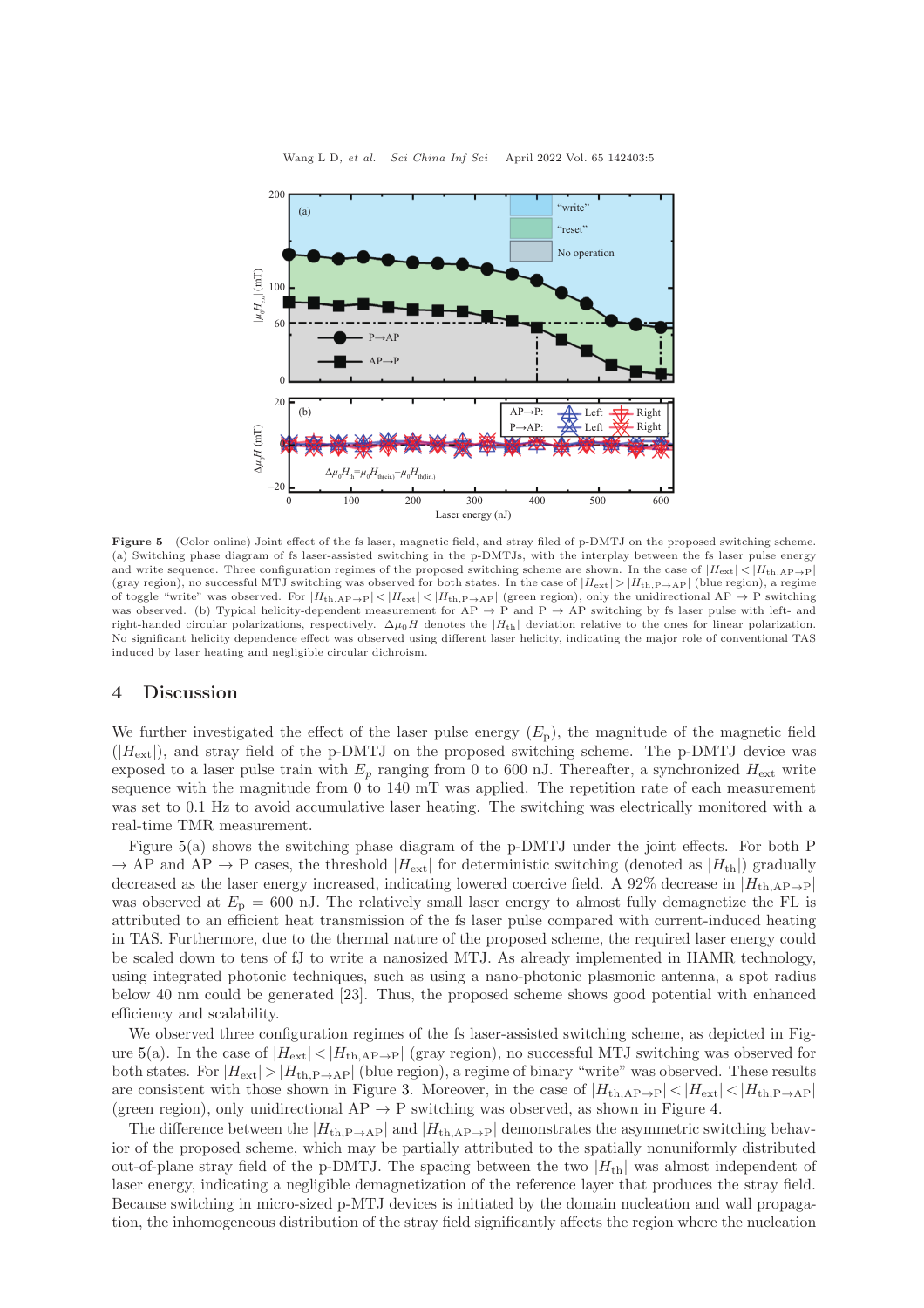**Figure 5** (Color online) Joint effect of the fs laser, magnetic field, and stray filed of p-DMTJ on the proposed switching scheme. (a) Switching phase diagram of fs laser-assisted switching in the p-DMTJs, with the interplay between the fs laser pulse energy and write sequence. Three configuration regimes of the proposed switching scheme are shown. In the case of $|H_{\rm ext}| < |H_{\rm th,AP\to P}|$ (gray region), no successful MTJ switching was observed for both states. In the case of $|H_{\rm ext}| > |H_{\rm th,P\to AP}|$ (blue region), a regime of toggle "write" was observed. For $|H_{\rm th,AP\to P}| < |H_{\rm ext}| < |H_{\rm th,P\to AP}|$ (green region), only the unidirectional AP $\to$ P switching was observed. (b) Typical helicity-dependent measurement for AP $\to$ P and P $\to$ AP switching by fs laser pulse with left- and right-handed circular polarizations, respectively. $\Delta\mu_0 H$ denotes the $|H_{\rm th}|$ deviation relative to the ones for linear polarization. No significant helicity dependence effect was observed using different laser helicity, indicating the major role of conventional TAS induced by laser heating and negligible circular dichroism.

## 4 Discussion

We further investigated the effect of the laser pulse energy ($E_{\rm p}$), the magnitude of the magnetic field ($|H_{\rm ext}|$), and stray field of the p-DMTJ on the proposed switching scheme. The p-DMTJ device was exposed to a laser pulse train with $E_p$ ranging from 0 to 600 nJ. Thereafter, a synchronized $H_{\rm ext}$ write sequence with the magnitude from 0 to 140 mT was applied. The repetition rate of each measurement was set to 0.1 Hz to avoid accumulative laser heating. The switching was electrically monitored with a real-time TMR measurement.

Figure 5(a) shows the switching phase diagram of the p-DMTJ under the joint effects. For both P $\to$ AP and AP $\to$ P cases, the threshold $|H_{\rm ext}|$ for deterministic switching (denoted as $|H_{\rm th}|$) gradually decreased as the laser energy increased, indicating lowered coercive field. A 92% decrease in $|H_{\rm th,AP\to P}|$ was observed at $E_{\rm p}$ = 600 nJ. The relatively small laser energy to almost fully demagnetize the FL is attributed to an efficient heat transmission of the fs laser pulse compared with current-induced heating in TAS. Furthermore, due to the thermal nature of the proposed scheme, the required laser energy could be scaled down to tens of fJ to write a nanosized MTJ. As already implemented in HAMR technology, using integrated photonic techniques, such as using a nano-photonic plasmonic antenna, a spot radius below 40 nm could be generated [23]. Thus, the proposed scheme shows good potential with enhanced efficiency and scalability.

We observed three configuration regimes of the fs laser-assisted switching scheme, as depicted in Figure 5(a). In the case of $|H_{\rm ext}| < |H_{\rm th,AP\to P}|$ (gray region), no successful MTJ switching was observed for both states. For $|H_{\rm ext}| > |H_{\rm th,P\to AP}|$ (blue region), a regime of binary "write" was observed. These results are consistent with those shown in Figure 3. Moreover, in the case of $|H_{\rm th,AP\to P}| < |H_{\rm ext}| < |H_{\rm th,P\to AP}|$ (green region), only unidirectional AP $\to$ P switching was observed, as shown in Figure 4.

The difference between the $|H_{\rm th,P\to AP}|$ and $|H_{\rm th,AP\to P}|$ demonstrates the asymmetric switching behavior of the proposed scheme, which may be partially attributed to the spatially nonuniformly distributed out-of-plane stray field of the p-DMTJ. The spacing between the two $|H_{\rm th}|$ was almost independent of laser energy, indicating a negligible demagnetization of the reference layer that produces the stray field. Because switching in micro-sized p-MTJ devices is initiated by the domain nucleation and wall propagation, the inhomogeneous distribution of the stray field significantly affects the region where the nucleation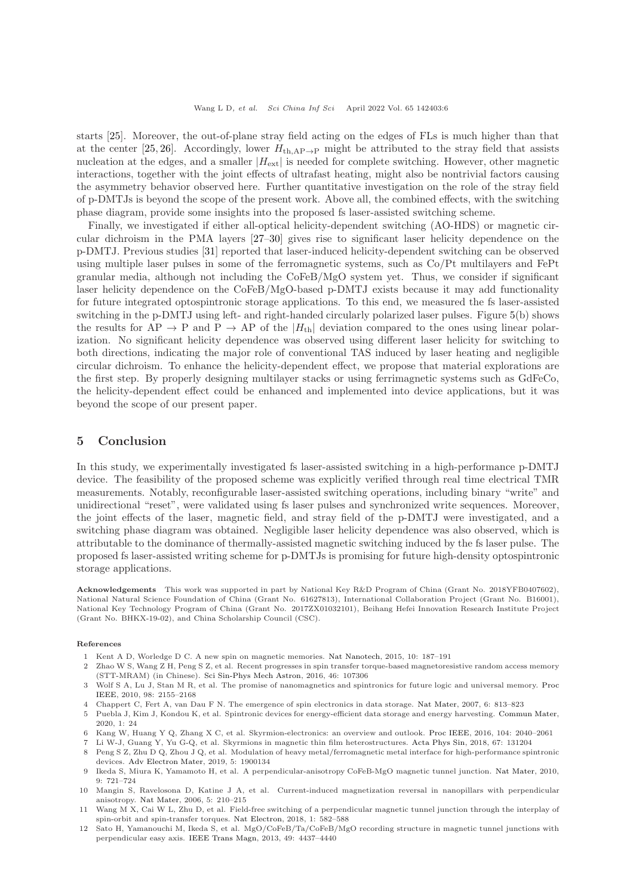starts [25]. Moreover, the out-of-plane stray field acting on the edges of FLs is much higher than that at the center [25, 26]. Accordingly, lower $H_{\rm th,AP\rightarrow P}$ might be attributed to the stray field that assists nucleation at the edges, and a smaller $|H_{\rm ext}|$ is needed for complete switching. However, other magnetic interactions, together with the joint effects of ultrafast heating, might also be nontrivial factors causing the asymmetry behavior observed here. Further quantitative investigation on the role of the stray field of p-DMTJs is beyond the scope of the present work. Above all, the combined effects, with the switching phase diagram, provide some insights into the proposed fs laser-assisted switching scheme.

Finally, we investigated if either all-optical helicity-dependent switching (AO-HDS) or magnetic circular dichroism in the PMA layers [27–30] gives rise to significant laser helicity dependence on the p-DMTJ. Previous studies [31] reported that laser-induced helicity-dependent switching can be observed using multiple laser pulses in some of the ferromagnetic systems, such as Co/Pt multilayers and FePt granular media, although not including the CoFeB/MgO system yet. Thus, we consider if significant laser helicity dependence on the CoFeB/MgO-based p-DMTJ exists because it may add functionality for future integrated optospintronic storage applications. To this end, we measured the fs laser-assisted switching in the p-DMTJ using left- and right-handed circularly polarized laser pulses. Figure 5(b) shows the results for AP $\rightarrow$ P and P $\rightarrow$ AP of the $|H_{\rm th}|$ deviation compared to the ones using linear polarization. No significant helicity dependence was observed using different laser helicity for switching to both directions, indicating the major role of conventional TAS induced by laser heating and negligible circular dichroism. To enhance the helicity-dependent effect, we propose that material explorations are the first step. By properly designing multilayer stacks or using ferrimagnetic systems such as GdFeCo, the helicity-dependent effect could be enhanced and implemented into device applications, but it was beyond the scope of our present paper.

## 5 Conclusion

In this study, we experimentally investigated fs laser-assisted switching in a high-performance p-DMTJ device. The feasibility of the proposed scheme was explicitly verified through real time electrical TMR measurements. Notably, reconfigurable laser-assisted switching operations, including binary "write" and unidirectional "reset", were validated using fs laser pulses and synchronized write sequences. Moreover, the joint effects of the laser, magnetic field, and stray field of the p-DMTJ were investigated, and a switching phase diagram was obtained. Negligible laser helicity dependence was also observed, which is attributable to the dominance of thermally-assisted magnetic switching induced by the fs laser pulse. The proposed fs laser-assisted writing scheme for p-DMTJs is promising for future high-density optospintronic storage applications.

**Acknowledgements** This work was supported in part by National Key R&D Program of China (Grant No. 2018YFB0407602), National Natural Science Foundation of China (Grant No. 61627813), International Collaboration Project (Grant No. B16001), National Key Technology Program of China (Grant No. 2017ZX01032101), Beihang Hefei Innovation Research Institute Project (Grant No. BHKX-19-02), and China Scholarship Council (CSC).

**References**

1. Kent A D, Worledge D C. A new spin on magnetic memories. Nat Nanotech, 2015, 10: 187–191
2. Zhao W S, Wang Z H, Peng S Z, et al. Recent progresses in spin transfer torque-based magnetoresistive random access memory (STT-MRAM) (in Chinese). Sci Sin-Phys Mech Astron, 2016, 46: 107306
3. Wolf S A, Lu J, Stan M R, et al. The promise of nanomagnetics and spintronics for future logic and universal memory. Proc IEEE, 2010, 98: 2155–2168
4. Chappert C, Fert A, van Dau F N. The emergence of spin electronics in data storage. Nat Mater, 2007, 6: 813–823
5. Puebla J, Kim J, Kondou K, et al. Spintronic devices for energy-efficient data storage and energy harvesting. Commun Mater, 2020, 1: 24
6. Kang W, Huang Y Q, Zhang X C, et al. Skyrmion-electronics: an overview and outlook. Proc IEEE, 2016, 104: 2040–2061
7. Li W-J, Guang Y, Yu G-Q, et al. Skyrmions in magnetic thin film heterostructures. Acta Phys Sin, 2018, 67: 131204
8. Peng S Z, Zhu D Q, Zhou J Q, et al. Modulation of heavy metal/ferromagnetic metal interface for high-performance spintronic devices. Adv Electron Mater, 2019, 5: 1900134
9. Ikeda S, Miura K, Yamamoto H, et al. A perpendicular-anisotropy CoFeB-MgO magnetic tunnel junction. Nat Mater, 2010, 9: 721–724
10. Mangin S, Ravelosona D, Katine J A, et al. Current-induced magnetization reversal in nanopillars with perpendicular anisotropy. Nat Mater, 2006, 5: 210–215
11. Wang M X, Cai W L, Zhu D, et al. Field-free switching of a perpendicular magnetic tunnel junction through the interplay of spin-orbit and spin-transfer torques. Nat Electron, 2018, 1: 582–588
12. Sato H, Yamanouchi M, Ikeda S, et al. MgO/CoFeB/Ta/CoFeB/MgO recording structure in magnetic tunnel junctions with perpendicular easy axis. IEEE Trans Magn, 2013, 49: 4437–4440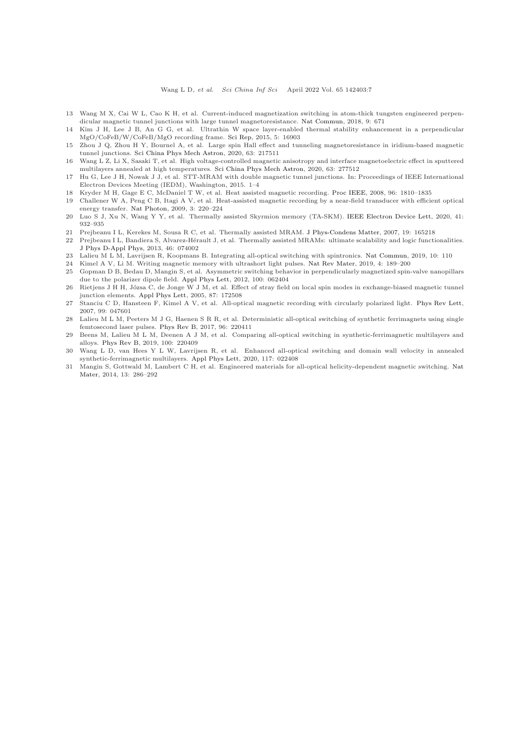13 Wang M X, Cai W L, Cao K H, et al. Current-induced magnetization switching in atom-thick tungsten engineered perpendicular magnetic tunnel junctions with large tunnel magnetoresistance. Nat Commun, 2018, 9: 671

14 Kim J H, Lee J B, An G G, et al. Ultrathin W space layer-enabled thermal stability enhancement in a perpendicular MgO/CoFeB/W/CoFeB/MgO recording frame. Sci Rep, 2015, 5: 16903

15 Zhou J Q, Zhou H Y, Bournel A, et al. Large spin Hall effect and tunneling magnetoresistance in iridium-based magnetic tunnel junctions. Sci China Phys Mech Astron, 2020, 63: 217511

16 Wang L Z, Li X, Sasaki T, et al. High voltage-controlled magnetic anisotropy and interface magnetoelectric effect in sputtered multilayers annealed at high temperatures. Sci China Phys Mech Astron, 2020, 63: 277512

17 Hu G, Lee J H, Nowak J J, et al. STT-MRAM with double magnetic tunnel junctions. In: Proceedings of IEEE International Electron Devices Meeting (IEDM), Washington, 2015. 1–4

18 Kryder M H, Gage E C, McDaniel T W, et al. Heat assisted magnetic recording. Proc IEEE, 2008, 96: 1810–1835

19 Challener W A, Peng C B, Itagi A V, et al. Heat-assisted magnetic recording by a near-field transducer with efficient optical energy transfer. Nat Photon, 2009, 3: 220–224

20 Luo S J, Xu N, Wang Y Y, et al. Thermally assisted Skyrmion memory (TA-SKM). IEEE Electron Device Lett, 2020, 41: 932–935

21 Prejbeanu I L, Kerekes M, Sousa R C, et al. Thermally assisted MRAM. J Phys-Condens Matter, 2007, 19: 165218

22 Prejbeanu I L, Bandiera S, Alvarez-Hérault J, et al. Thermally assisted MRAMs: ultimate scalability and logic functionalities. J Phys D-Appl Phys, 2013, 46: 074002

23 Lalieu M L M, Lavrijsen R, Koopmans B. Integrating all-optical switching with spintronics. Nat Commun, 2019, 10: 110

24 Kimel A V, Li M. Writing magnetic memory with ultrashort light pulses. Nat Rev Mater, 2019, 4: 189–200

25 Gopman D B, Bedau D, Mangin S, et al. Asymmetric switching behavior in perpendicularly magnetized spin-valve nanopillars due to the polarizer dipole field. Appl Phys Lett, 2012, 100: 062404

26 Rietjens J H H, Józsa C, de Jonge W J M, et al. Effect of stray field on local spin modes in exchange-biased magnetic tunnel junction elements. Appl Phys Lett, 2005, 87: 172508

27 Stanciu C D, Hansteen F, Kimel A V, et al. All-optical magnetic recording with circularly polarized light. Phys Rev Lett, 2007, 99: 047601

28 Lalieu M L M, Peeters M J G, Haenen S R R, et al. Deterministic all-optical switching of synthetic ferrimagnets using single femtosecond laser pulses. Phys Rev B, 2017, 96: 220411

29 Beens M, Lalieu M L M, Deenen A J M, et al. Comparing all-optical switching in synthetic-ferrimagnetic multilayers and alloys. Phys Rev B, 2019, 100: 220409

30 Wang L D, van Hees Y L W, Lavrijsen R, et al. Enhanced all-optical switching and domain wall velocity in annealed synthetic-ferrimagnetic multilayers. Appl Phys Lett, 2020, 117: 022408

31 Mangin S, Gottwald M, Lambert C H, et al. Engineered materials for all-optical helicity-dependent magnetic switching. Nat Mater, 2014, 13: 286–292